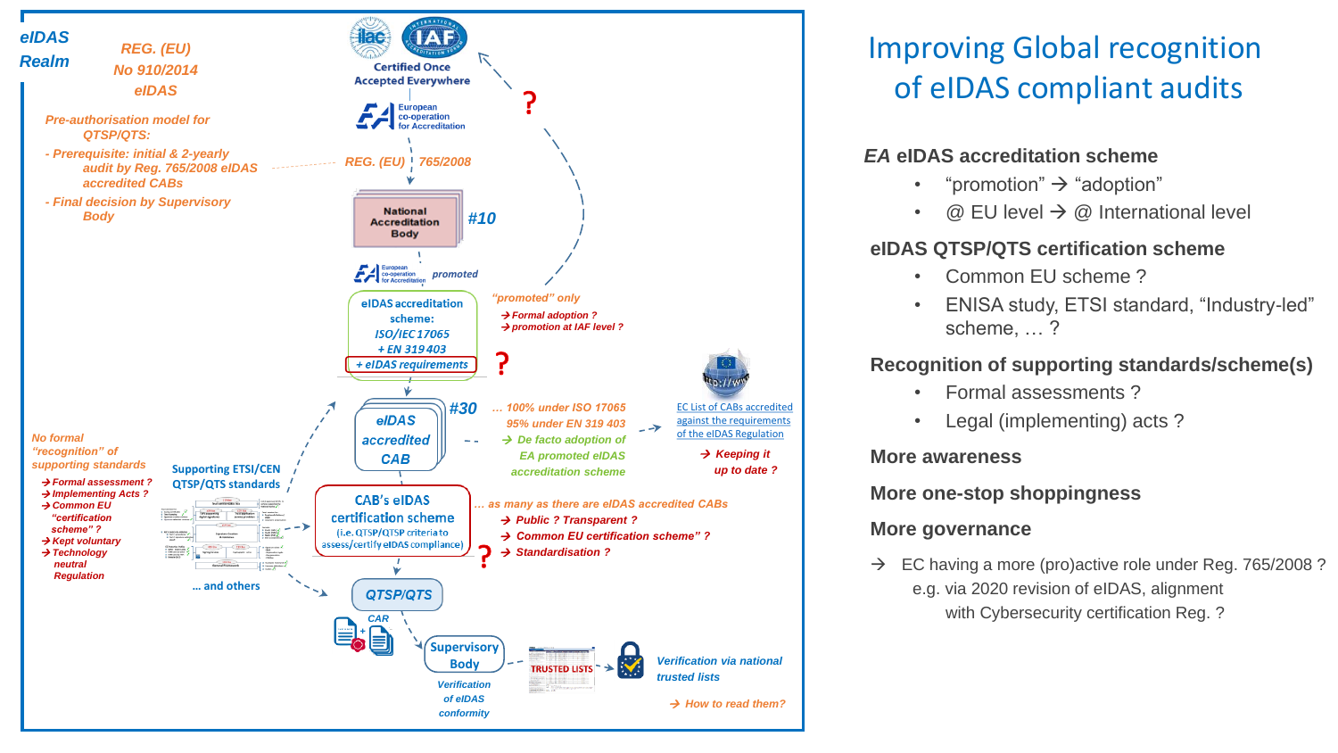# Improving Global recognition of eIDAS compliant audits

*eIDAS Realm*

*REG. (EU) No 910/2014 eIDAS*

*Pre-authorisation model for QTSP/QTS:*

- *Prerequisite: initial & 2-yearly audit by Reg. 765/2008 eIDAS accredited CABs*
- *Final decision by Supervisory Body*

ilac · IAF — Certified Once Accepted Everywhere

EA — European co-operation for Accreditation

*REG. (EU) 765/2008*

National Accreditation Body *#10*

EA *promoted*

eIDAS accreditation scheme: *ISO/IEC 17065 + EN 319 403 + eIDAS requirements* ?

*"promoted" only*

- → *Formal adoption ?*
- → *promotion at IAF level ?*

*eIDAS accredited CAB* *#30*

*… 100% under ISO 17065*
*95% under EN 319 403*
→ *De facto adoption of EA promoted eIDAS accreditation scheme*

EC List of CABs accredited against the requirements of the eIDAS Regulation

→ *Keeping it up to date ?*

*No formal "recognition" of supporting standards*

- → *Formal assessment ?*
- → *Implementing Acts ?*
- → *Common EU "certification scheme" ?*
- → *Kept voluntary*
- → *Technology neutral Regulation*

Supporting ETSI/CEN QTSP/QTS standards

… and others

CAB's eIDAS certification scheme (i.e. QTSP/QTSP criteria to assess/certify eIDAS compliance) ?

*… as many as there are eIDAS accredited CABs*

- → *Public ? Transparent ?*
- → *Common EU certification scheme" ?*
- → *Standardisation ?*

*QTSP/QTS*

*CAR*

Supervisory Body — *Verification of eIDAS conformity*

TRUSTED LISTS — *Verification via national trusted lists*

→ *How to read them?*

### *EA* eIDAS accreditation scheme

- "promotion" → "adoption"
- @ EU level → @ International level

### eIDAS QTSP/QTS certification scheme

- Common EU scheme ?
- ENISA study, ETSI standard, "Industry-led" scheme, … ?

### Recognition of supporting standards/scheme(s)

- Formal assessments ?
- Legal (implementing) acts ?

### More awareness

### More one-stop shoppingness

### More governance

→ EC having a more (pro)active role under Reg. 765/2008 ? e.g. via 2020 revision of eIDAS, alignment with Cybersecurity certification Reg. ?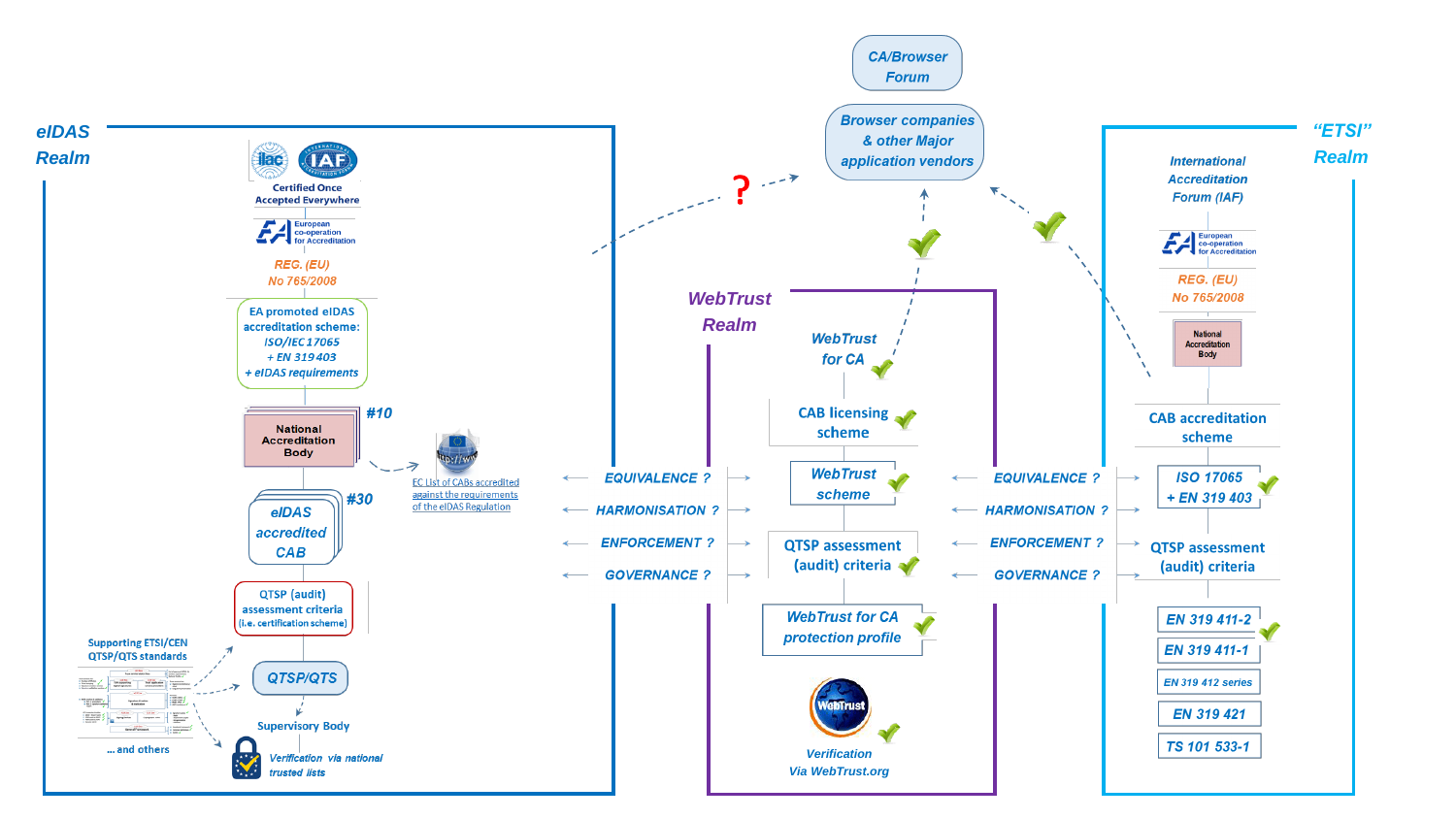eIDAS Realm

Certified Once Accepted Everywhere

European co-operation for Accreditation

REG. (EU) No 765/2008

EA promoted eIDAS accreditation scheme: ISO/IEC 17065 + EN 319 403 + eIDAS requirements

National Accreditation Body

#10

EC List of CABs accredited against the requirements of the eIDAS Regulation

eIDAS accredited CAB

#30

QTSP (audit) assessment criteria (i.e. certification scheme)

Supporting ETSI/CEN QTSP/QTS standards

... and others

QTSP/QTS

Supervisory Body

Verification via national trusted lists

CA/Browser Forum

Browser companies & other Major application vendors

?

WebTrust Realm

WebTrust for CA

CAB licensing scheme

WebTrust scheme

QTSP assessment (audit) criteria

WebTrust for CA protection profile

Verification Via WebTrust.org

EQUIVALENCE ?

HARMONISATION ?

ENFORCEMENT ?

GOVERNANCE ?

EQUIVALENCE ?

HARMONISATION ?

ENFORCEMENT ?

GOVERNANCE ?

"ETSI" Realm

International Accreditation Forum (IAF)

European co-operation for Accreditation

REG. (EU) No 765/2008

National Accreditation Body

CAB accreditation scheme

ISO 17065 + EN 319 403

QTSP assessment (audit) criteria

EN 319 411-2

EN 319 411-1

EN 319 412 series

EN 319 421

TS 101 533-1